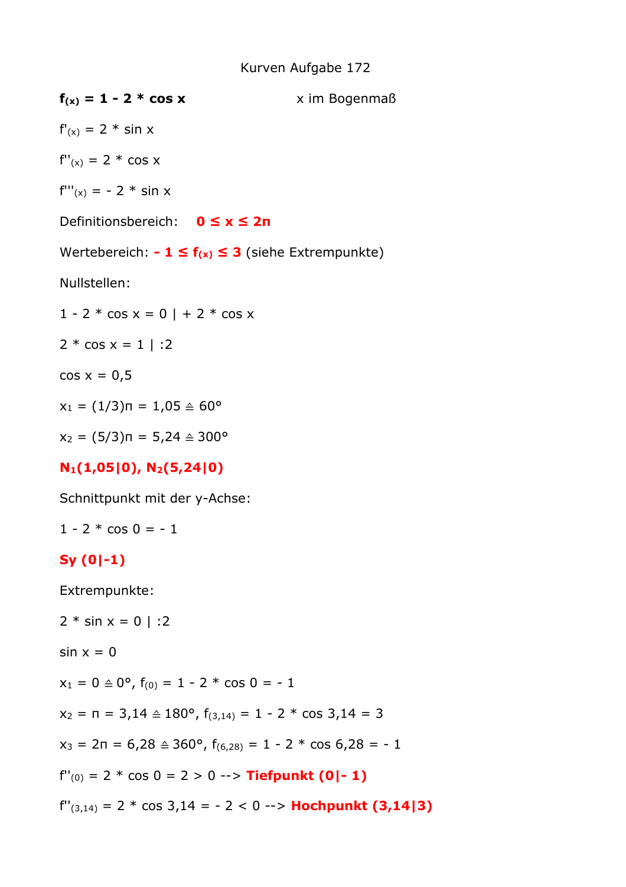# Kurven Aufgabe 172

**$f_{(x)} = 1 - 2 * \cos x$** x im Bogenmaß

$f'_{(x)} = 2 * \sin x$

$f''_{(x)} = 2 * \cos x$

$f'''_{(x)} = - 2 * \sin x$

Definitionsbereich: **$0 \leq x \leq 2\pi$**

Wertebereich: **$- 1 \leq f_{(x)} \leq 3$** (siehe Extrempunkte)

Nullstellen:

$1 - 2 * \cos x = 0 \mid + 2 * \cos x$

$2 * \cos x = 1 \mid :2$

$\cos x = 0{,}5$

$x_1 = (1/3)\pi = 1{,}05 \triangleq 60°$

$x_2 = (5/3)\pi = 5{,}24 \triangleq 300°$

**$N_1(1{,}05|0)$, $N_2(5{,}24|0)$**

Schnittpunkt mit der y-Achse:

$1 - 2 * \cos 0 = - 1$

**Sy (0|-1)**

Extrempunkte:

$2 * \sin x = 0 \mid :2$

$\sin x = 0$

$x_1 = 0 \triangleq 0°$, $f_{(0)} = 1 - 2 * \cos 0 = - 1$

$x_2 = \pi = 3{,}14 \triangleq 180°$, $f_{(3{,}14)} = 1 - 2 * \cos 3{,}14 = 3$

$x_3 = 2\pi = 6{,}28 \triangleq 360°$, $f_{(6{,}28)} = 1 - 2 * \cos 6{,}28 = - 1$

$f''_{(0)} = 2 * \cos 0 = 2 > 0$ --> **Tiefpunkt (0|- 1)**

$f''_{(3{,}14)} = 2 * \cos 3{,}14 = - 2 < 0$ --> **Hochpunkt (3,14|3)**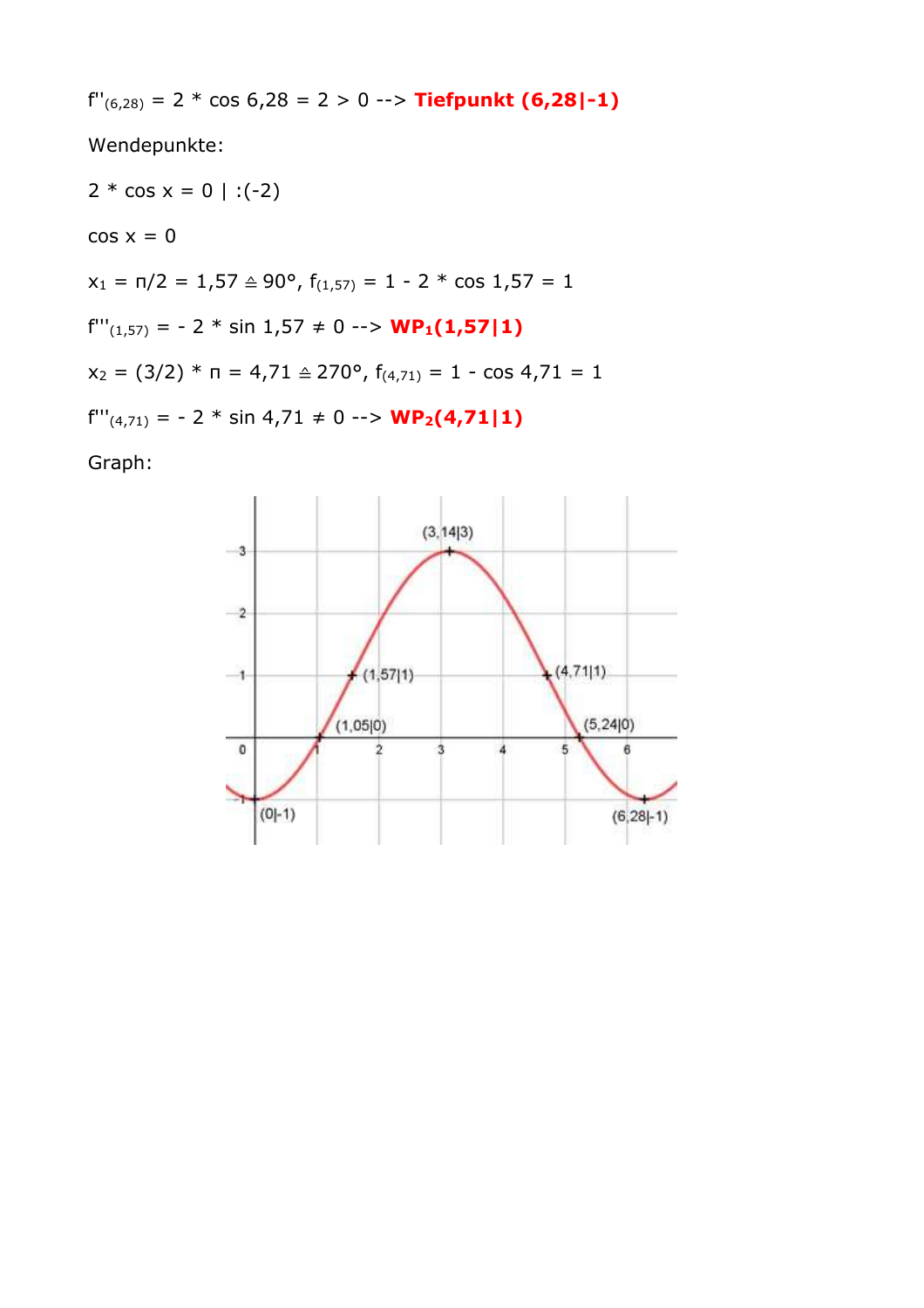$f''_{(6,28)} = 2 * \cos 6{,}28 = 2 > 0$ --> **Tiefpunkt (6,28|-1)**

Wendepunkte:

$2 * \cos x = 0$ | :(-2)

$\cos x = 0$

$x_1 = \pi/2 = 1{,}57 \triangleq 90°$, $f_{(1,57)} = 1 - 2 * \cos 1{,}57 = 1$

$f'''_{(1,57)} = - 2 * \sin 1{,}57 \neq 0$ --> **$WP_1$(1,57|1)**

$x_2 = (3/2) * \pi = 4{,}71 \triangleq 270°$, $f_{(4,71)} = 1 - \cos 4{,}71 = 1$

$f'''_{(4,71)} = - 2 * \sin 4{,}71 \neq 0$ --> **$WP_2$(4,71|1)**

Graph:

(3,14|3)

(1,57|1)

(4,71|1)

(1,05|0)

(5,24|0)

(0|-1)

(6,28|-1)